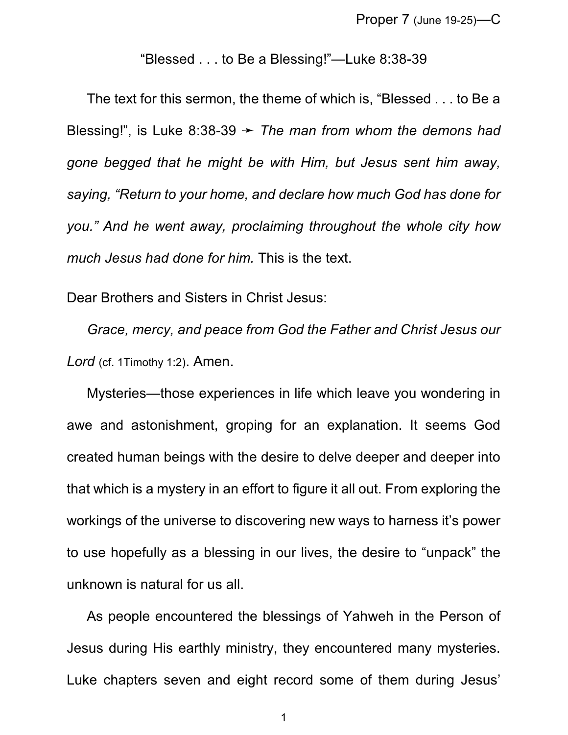Proper 7 (June 19-25)—C

“Blessed . . . to Be a Blessing!”—Luke 8:38-39

The text for this sermon, the theme of which is, “Blessed . . . to Be a Blessing!”, is Luke 8:38-39 ➛ *The man from whom the demons had gone begged that he might be with Him, but Jesus sent him away, saying, “Return to your home, and declare how much God has done for you.” And he went away, proclaiming throughout the whole city how much Jesus had done for him.* This is the text.

Dear Brothers and Sisters in Christ Jesus:

*Grace, mercy, and peace from God the Father and Christ Jesus our Lord* (cf. 1Timothy 1:2). Amen.

Mysteries—those experiences in life which leave you wondering in awe and astonishment, groping for an explanation. It seems God created human beings with the desire to delve deeper and deeper into that which is a mystery in an effort to figure it all out. From exploring the workings of the universe to discovering new ways to harness it’s power to use hopefully as a blessing in our lives, the desire to “unpack” the unknown is natural for us all.

As people encountered the blessings of Yahweh in the Person of Jesus during His earthly ministry, they encountered many mysteries. Luke chapters seven and eight record some of them during Jesus’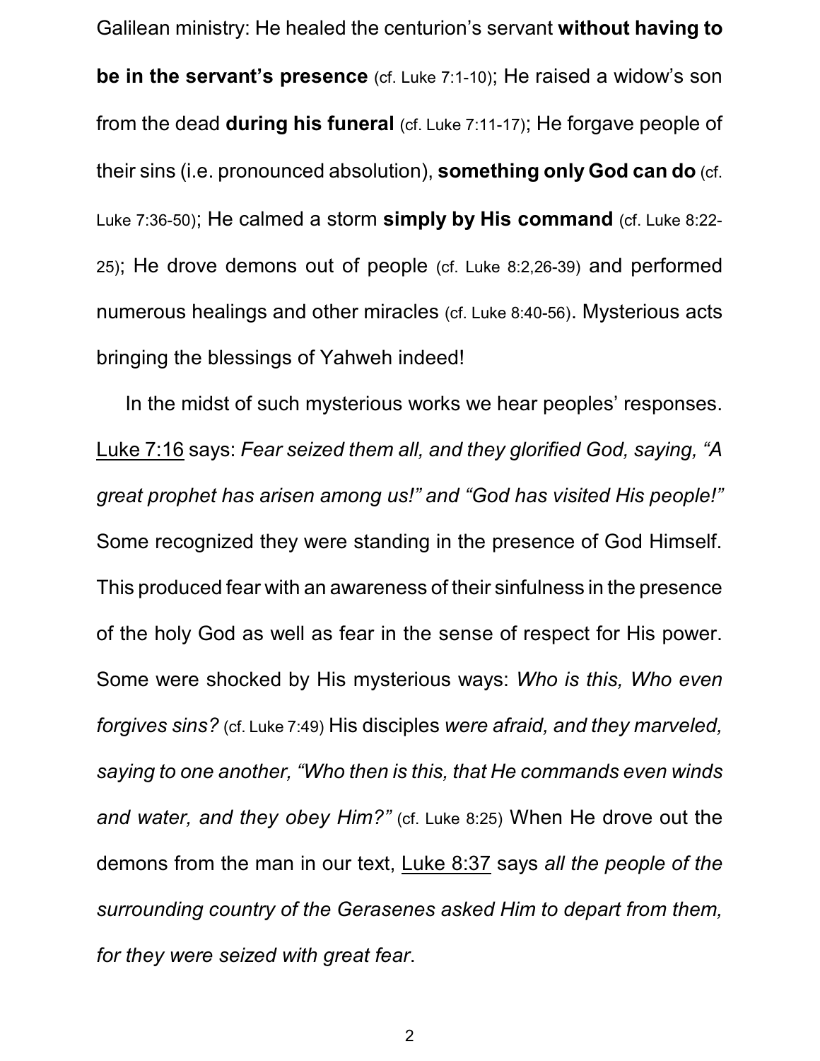Galilean ministry: He healed the centurion's servant **without having to be in the servant's presence** (cf. Luke 7:1-10); He raised a widow's son from the dead **during his funeral** (cf. Luke 7:11-17); He forgave people of their sins (i.e. pronounced absolution), **something only God can do** (cf. Luke 7:36-50); He calmed a storm **simply by His command** (cf. Luke 8:22-25); He drove demons out of people (cf. Luke 8:2,26-39) and performed numerous healings and other miracles (cf. Luke 8:40-56). Mysterious acts bringing the blessings of Yahweh indeed!

In the midst of such mysterious works we hear peoples' responses. Luke 7:16 says: *Fear seized them all, and they glorified God, saying, "A great prophet has arisen among us!" and "God has visited His people!"* Some recognized they were standing in the presence of God Himself. This produced fear with an awareness of their sinfulness in the presence of the holy God as well as fear in the sense of respect for His power. Some were shocked by His mysterious ways: *Who is this, Who even forgives sins?* (cf. Luke 7:49) His disciples *were afraid, and they marveled, saying to one another, "Who then is this, that He commands even winds and water, and they obey Him?"* (cf. Luke 8:25) When He drove out the demons from the man in our text, Luke 8:37 says *all the people of the surrounding country of the Gerasenes asked Him to depart from them, for they were seized with great fear*.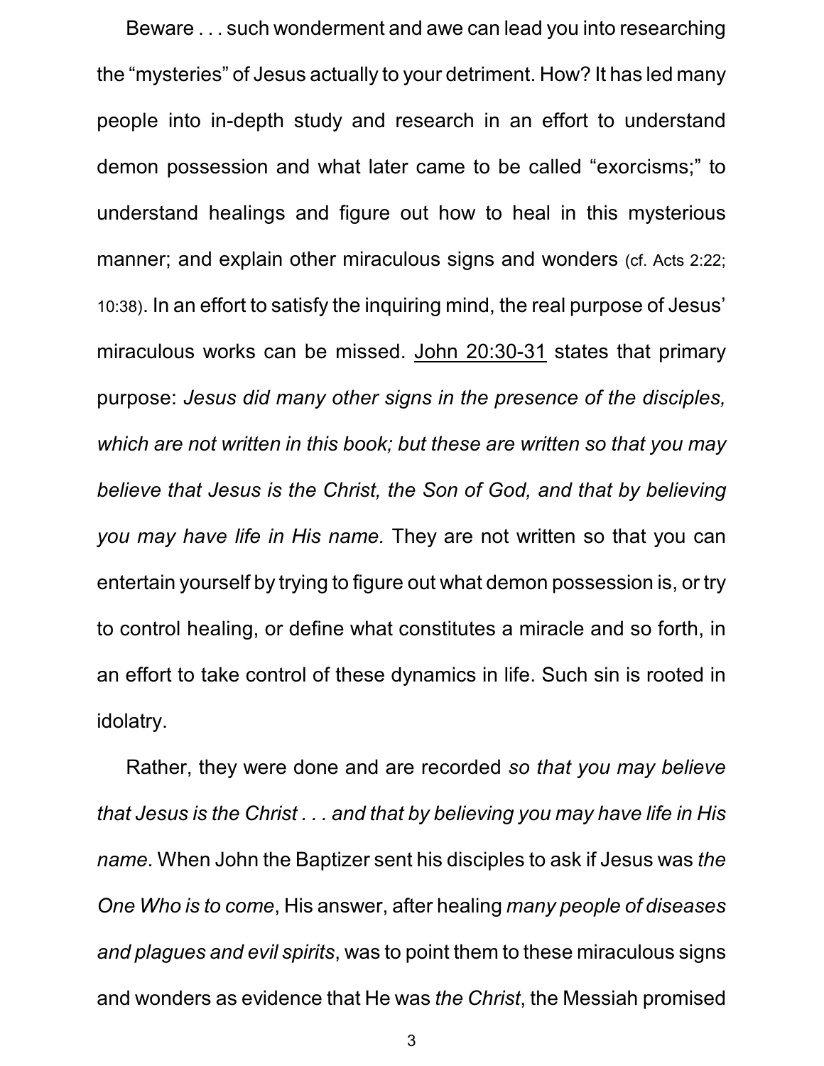Beware . . . such wonderment and awe can lead you into researching the "mysteries" of Jesus actually to your detriment. How? It has led many people into in-depth study and research in an effort to understand demon possession and what later came to be called "exorcisms;" to understand healings and figure out how to heal in this mysterious manner; and explain other miraculous signs and wonders (cf. Acts 2:22; 10:38). In an effort to satisfy the inquiring mind, the real purpose of Jesus' miraculous works can be missed. <u>John 20:30-31</u> states that primary purpose: *Jesus did many other signs in the presence of the disciples, which are not written in this book; but these are written so that you may believe that Jesus is the Christ, the Son of God, and that by believing you may have life in His name.* They are not written so that you can entertain yourself by trying to figure out what demon possession is, or try to control healing, or define what constitutes a miracle and so forth, in an effort to take control of these dynamics in life. Such sin is rooted in idolatry.

Rather, they were done and are recorded *so that you may believe that Jesus is the Christ . . . and that by believing you may have life in His name*. When John the Baptizer sent his disciples to ask if Jesus was *the One Who is to come*, His answer, after healing *many people of diseases and plagues and evil spirits*, was to point them to these miraculous signs and wonders as evidence that He was *the Christ*, the Messiah promised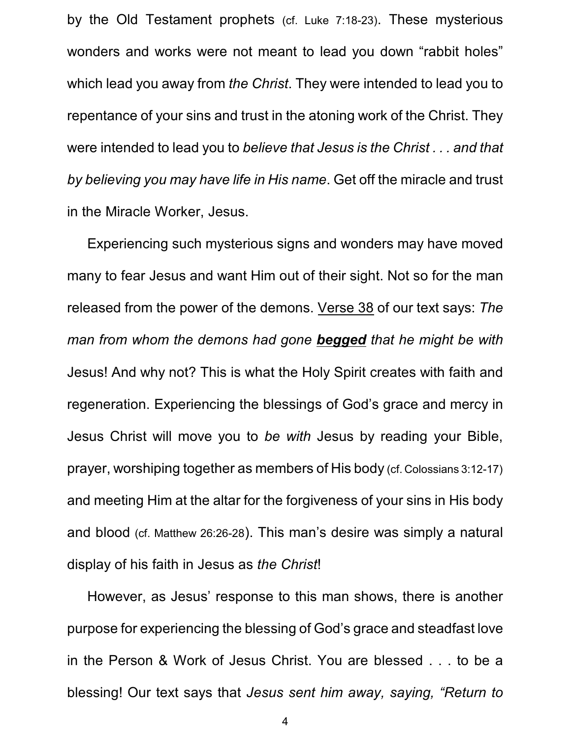by the Old Testament prophets (cf. Luke 7:18-23). These mysterious wonders and works were not meant to lead you down "rabbit holes" which lead you away from *the Christ*. They were intended to lead you to repentance of your sins and trust in the atoning work of the Christ. They were intended to lead you to *believe that Jesus is the Christ . . . and that by believing you may have life in His name*. Get off the miracle and trust in the Miracle Worker, Jesus.

Experiencing such mysterious signs and wonders may have moved many to fear Jesus and want Him out of their sight. Not so for the man released from the power of the demons. <u>Verse 38</u> of our text says: *The man from whom the demons had gone* ***<u>begged</u>*** *that he might be with* Jesus! And why not? This is what the Holy Spirit creates with faith and regeneration. Experiencing the blessings of God's grace and mercy in Jesus Christ will move you to *be with* Jesus by reading your Bible, prayer, worshiping together as members of His body (cf. Colossians 3:12-17) and meeting Him at the altar for the forgiveness of your sins in His body and blood (cf. Matthew 26:26-28). This man's desire was simply a natural display of his faith in Jesus as *the Christ*!

However, as Jesus' response to this man shows, there is another purpose for experiencing the blessing of God's grace and steadfast love in the Person & Work of Jesus Christ. You are blessed . . . to be a blessing! Our text says that *Jesus sent him away, saying, "Return to*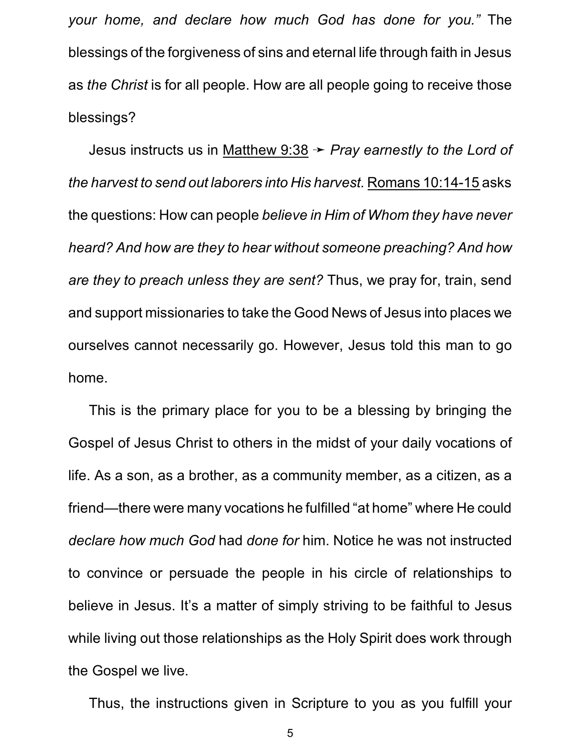*your home, and declare how much God has done for you."* The blessings of the forgiveness of sins and eternal life through faith in Jesus as *the Christ* is for all people. How are all people going to receive those blessings?

Jesus instructs us in Matthew 9:38 ➛ *Pray earnestly to the Lord of the harvest to send out laborers into His harvest.* Romans 10:14-15 asks the questions: How can people *believe in Him of Whom they have never heard? And how are they to hear without someone preaching? And how are they to preach unless they are sent?* Thus, we pray for, train, send and support missionaries to take the Good News of Jesus into places we ourselves cannot necessarily go. However, Jesus told this man to go home.

This is the primary place for you to be a blessing by bringing the Gospel of Jesus Christ to others in the midst of your daily vocations of life. As a son, as a brother, as a community member, as a citizen, as a friend—there were many vocations he fulfilled "at home" where He could *declare how much God* had *done for* him. Notice he was not instructed to convince or persuade the people in his circle of relationships to believe in Jesus. It's a matter of simply striving to be faithful to Jesus while living out those relationships as the Holy Spirit does work through the Gospel we live.

Thus, the instructions given in Scripture to you as you fulfill your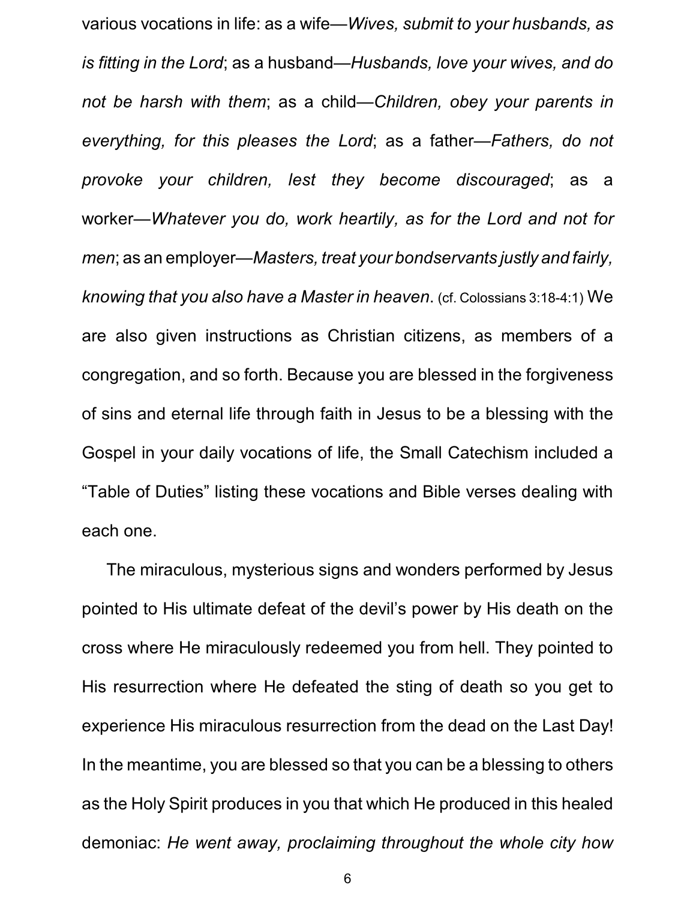various vocations in life: as a wife—*Wives, submit to your husbands, as is fitting in the Lord*; as a husband—*Husbands, love your wives, and do not be harsh with them*; as a child—*Children, obey your parents in everything, for this pleases the Lord*; as a father—*Fathers, do not provoke your children, lest they become discouraged*; as a worker—*Whatever you do, work heartily, as for the Lord and not for men*; as an employer—*Masters, treat your bondservants justly and fairly, knowing that you also have a Master in heaven*. (cf. Colossians 3:18-4:1) We are also given instructions as Christian citizens, as members of a congregation, and so forth. Because you are blessed in the forgiveness of sins and eternal life through faith in Jesus to be a blessing with the Gospel in your daily vocations of life, the Small Catechism included a "Table of Duties" listing these vocations and Bible verses dealing with each one.

The miraculous, mysterious signs and wonders performed by Jesus pointed to His ultimate defeat of the devil's power by His death on the cross where He miraculously redeemed you from hell. They pointed to His resurrection where He defeated the sting of death so you get to experience His miraculous resurrection from the dead on the Last Day! In the meantime, you are blessed so that you can be a blessing to others as the Holy Spirit produces in you that which He produced in this healed demoniac: *He went away, proclaiming throughout the whole city how*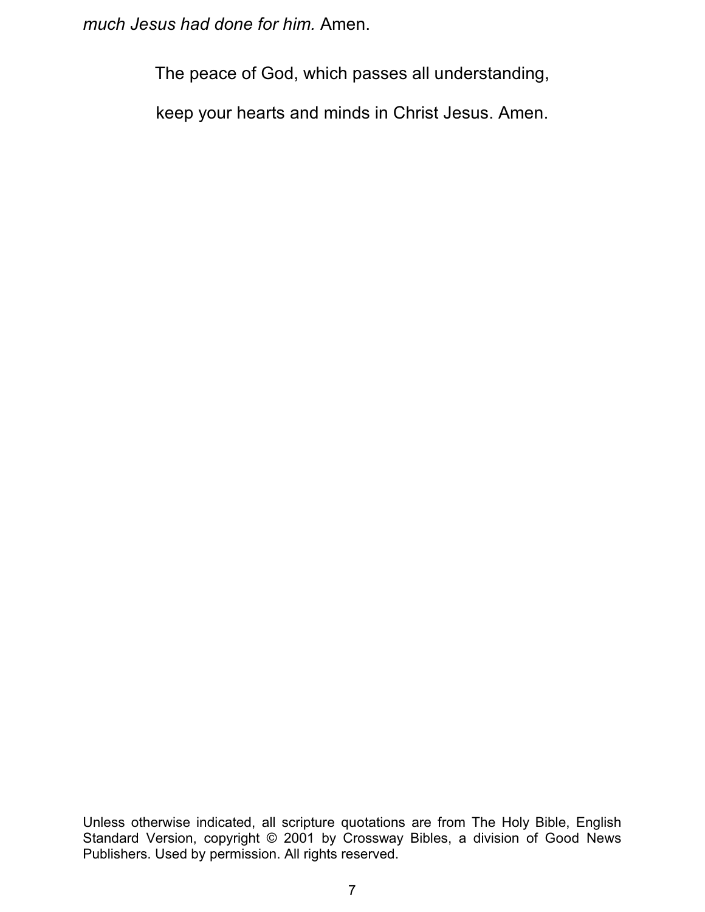*much Jesus had done for him.* Amen.

The peace of God, which passes all understanding,

keep your hearts and minds in Christ Jesus. Amen.

Unless otherwise indicated, all scripture quotations are from The Holy Bible, English Standard Version, copyright © 2001 by Crossway Bibles, a division of Good News Publishers. Used by permission. All rights reserved.